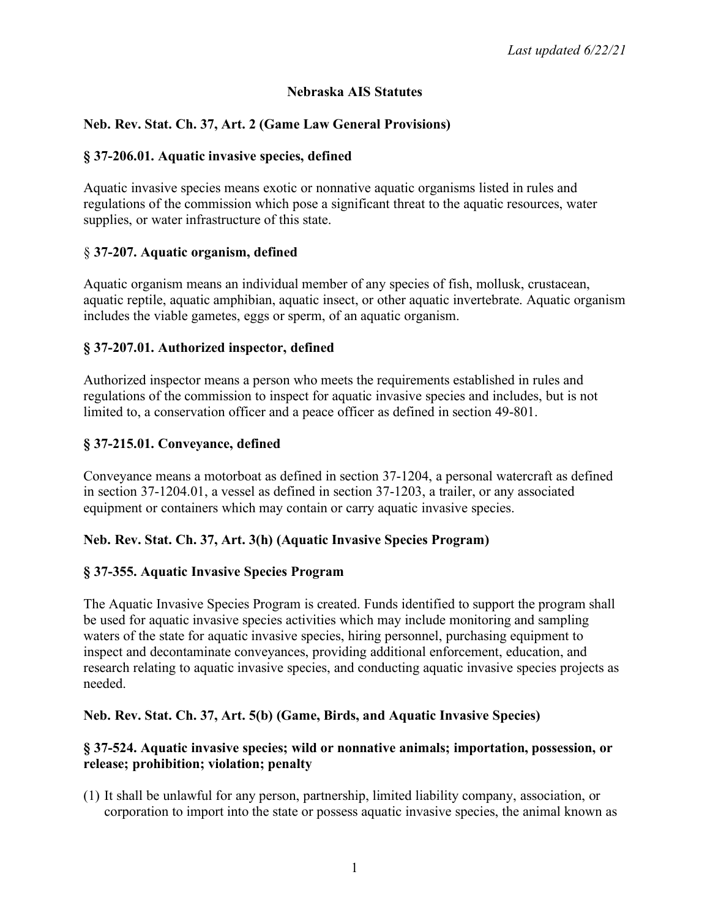*Last updated 6/22/21*

# Nebraska AIS Statutes

## Neb. Rev. Stat. Ch. 37, Art. 2 (Game Law General Provisions)

### § 37-206.01. Aquatic invasive species, defined

Aquatic invasive species means exotic or nonnative aquatic organisms listed in rules and regulations of the commission which pose a significant threat to the aquatic resources, water supplies, or water infrastructure of this state.

### § 37-207. Aquatic organism, defined

Aquatic organism means an individual member of any species of fish, mollusk, crustacean, aquatic reptile, aquatic amphibian, aquatic insect, or other aquatic invertebrate. Aquatic organism includes the viable gametes, eggs or sperm, of an aquatic organism.

### § 37-207.01. Authorized inspector, defined

Authorized inspector means a person who meets the requirements established in rules and regulations of the commission to inspect for aquatic invasive species and includes, but is not limited to, a conservation officer and a peace officer as defined in section 49-801.

### § 37-215.01. Conveyance, defined

Conveyance means a motorboat as defined in section 37-1204, a personal watercraft as defined in section 37-1204.01, a vessel as defined in section 37-1203, a trailer, or any associated equipment or containers which may contain or carry aquatic invasive species.

## Neb. Rev. Stat. Ch. 37, Art. 3(h) (Aquatic Invasive Species Program)

### § 37-355. Aquatic Invasive Species Program

The Aquatic Invasive Species Program is created. Funds identified to support the program shall be used for aquatic invasive species activities which may include monitoring and sampling waters of the state for aquatic invasive species, hiring personnel, purchasing equipment to inspect and decontaminate conveyances, providing additional enforcement, education, and research relating to aquatic invasive species, and conducting aquatic invasive species projects as needed.

## Neb. Rev. Stat. Ch. 37, Art. 5(b) (Game, Birds, and Aquatic Invasive Species)

### § 37-524. Aquatic invasive species; wild or nonnative animals; importation, possession, or release; prohibition; violation; penalty

(1) It shall be unlawful for any person, partnership, limited liability company, association, or corporation to import into the state or possess aquatic invasive species, the animal known as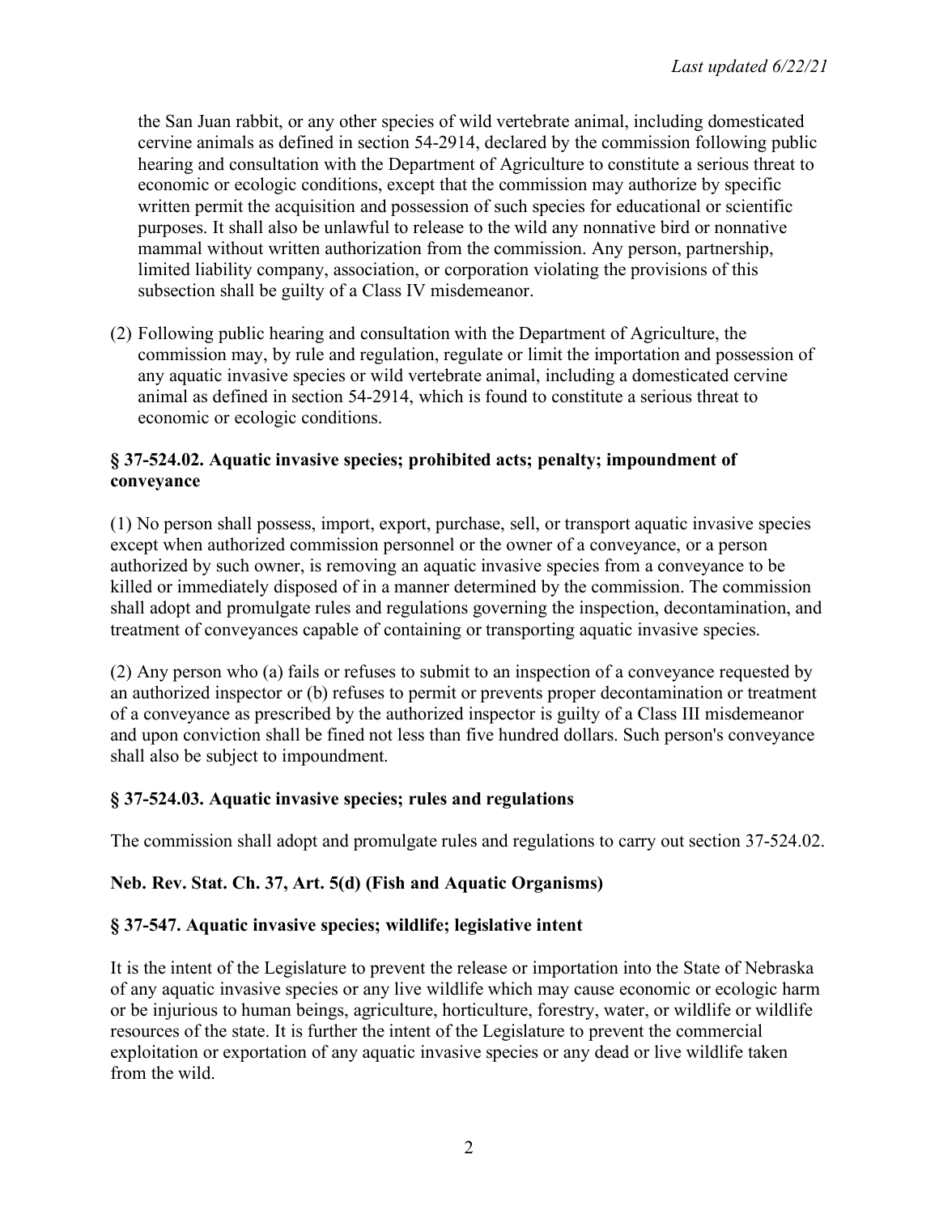the San Juan rabbit, or any other species of wild vertebrate animal, including domesticated cervine animals as defined in section 54-2914, declared by the commission following public hearing and consultation with the Department of Agriculture to constitute a serious threat to economic or ecologic conditions, except that the commission may authorize by specific written permit the acquisition and possession of such species for educational or scientific purposes. It shall also be unlawful to release to the wild any nonnative bird or nonnative mammal without written authorization from the commission. Any person, partnership, limited liability company, association, or corporation violating the provisions of this subsection shall be guilty of a Class IV misdemeanor.

(2) Following public hearing and consultation with the Department of Agriculture, the commission may, by rule and regulation, regulate or limit the importation and possession of any aquatic invasive species or wild vertebrate animal, including a domesticated cervine animal as defined in section 54-2914, which is found to constitute a serious threat to economic or ecologic conditions.

**§ 37-524.02. Aquatic invasive species; prohibited acts; penalty; impoundment of conveyance**

(1) No person shall possess, import, export, purchase, sell, or transport aquatic invasive species except when authorized commission personnel or the owner of a conveyance, or a person authorized by such owner, is removing an aquatic invasive species from a conveyance to be killed or immediately disposed of in a manner determined by the commission. The commission shall adopt and promulgate rules and regulations governing the inspection, decontamination, and treatment of conveyances capable of containing or transporting aquatic invasive species.

(2) Any person who (a) fails or refuses to submit to an inspection of a conveyance requested by an authorized inspector or (b) refuses to permit or prevents proper decontamination or treatment of a conveyance as prescribed by the authorized inspector is guilty of a Class III misdemeanor and upon conviction shall be fined not less than five hundred dollars. Such person's conveyance shall also be subject to impoundment.

**§ 37-524.03. Aquatic invasive species; rules and regulations**

The commission shall adopt and promulgate rules and regulations to carry out section 37-524.02.

**Neb. Rev. Stat. Ch. 37, Art. 5(d) (Fish and Aquatic Organisms)**

**§ 37-547. Aquatic invasive species; wildlife; legislative intent**

It is the intent of the Legislature to prevent the release or importation into the State of Nebraska of any aquatic invasive species or any live wildlife which may cause economic or ecologic harm or be injurious to human beings, agriculture, horticulture, forestry, water, or wildlife or wildlife resources of the state. It is further the intent of the Legislature to prevent the commercial exploitation or exportation of any aquatic invasive species or any dead or live wildlife taken from the wild.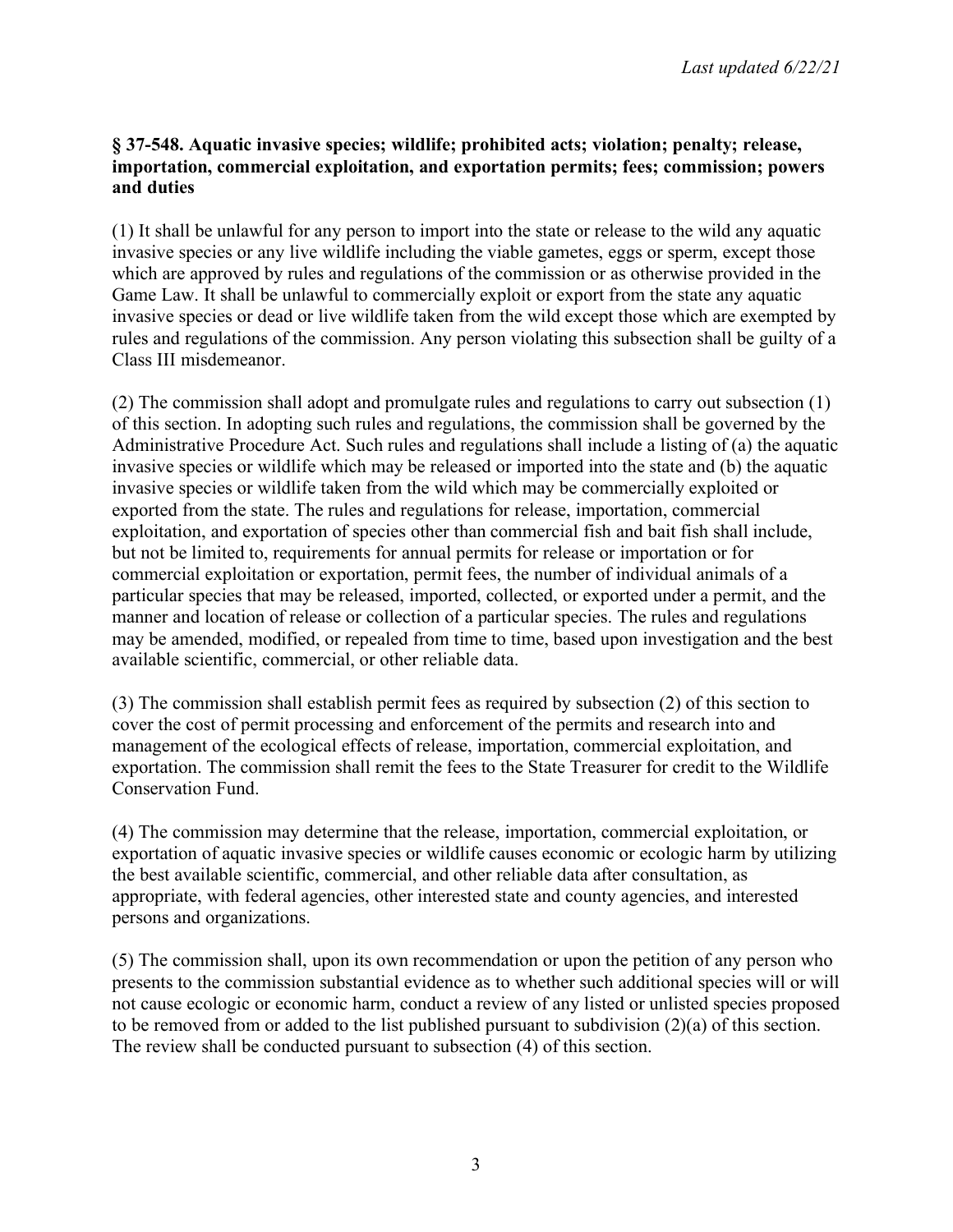**§ 37-548. Aquatic invasive species; wildlife; prohibited acts; violation; penalty; release, importation, commercial exploitation, and exportation permits; fees; commission; powers and duties**

(1) It shall be unlawful for any person to import into the state or release to the wild any aquatic invasive species or any live wildlife including the viable gametes, eggs or sperm, except those which are approved by rules and regulations of the commission or as otherwise provided in the Game Law. It shall be unlawful to commercially exploit or export from the state any aquatic invasive species or dead or live wildlife taken from the wild except those which are exempted by rules and regulations of the commission. Any person violating this subsection shall be guilty of a Class III misdemeanor.

(2) The commission shall adopt and promulgate rules and regulations to carry out subsection (1) of this section. In adopting such rules and regulations, the commission shall be governed by the Administrative Procedure Act. Such rules and regulations shall include a listing of (a) the aquatic invasive species or wildlife which may be released or imported into the state and (b) the aquatic invasive species or wildlife taken from the wild which may be commercially exploited or exported from the state. The rules and regulations for release, importation, commercial exploitation, and exportation of species other than commercial fish and bait fish shall include, but not be limited to, requirements for annual permits for release or importation or for commercial exploitation or exportation, permit fees, the number of individual animals of a particular species that may be released, imported, collected, or exported under a permit, and the manner and location of release or collection of a particular species. The rules and regulations may be amended, modified, or repealed from time to time, based upon investigation and the best available scientific, commercial, or other reliable data.

(3) The commission shall establish permit fees as required by subsection (2) of this section to cover the cost of permit processing and enforcement of the permits and research into and management of the ecological effects of release, importation, commercial exploitation, and exportation. The commission shall remit the fees to the State Treasurer for credit to the Wildlife Conservation Fund.

(4) The commission may determine that the release, importation, commercial exploitation, or exportation of aquatic invasive species or wildlife causes economic or ecologic harm by utilizing the best available scientific, commercial, and other reliable data after consultation, as appropriate, with federal agencies, other interested state and county agencies, and interested persons and organizations.

(5) The commission shall, upon its own recommendation or upon the petition of any person who presents to the commission substantial evidence as to whether such additional species will or will not cause ecologic or economic harm, conduct a review of any listed or unlisted species proposed to be removed from or added to the list published pursuant to subdivision (2)(a) of this section. The review shall be conducted pursuant to subsection (4) of this section.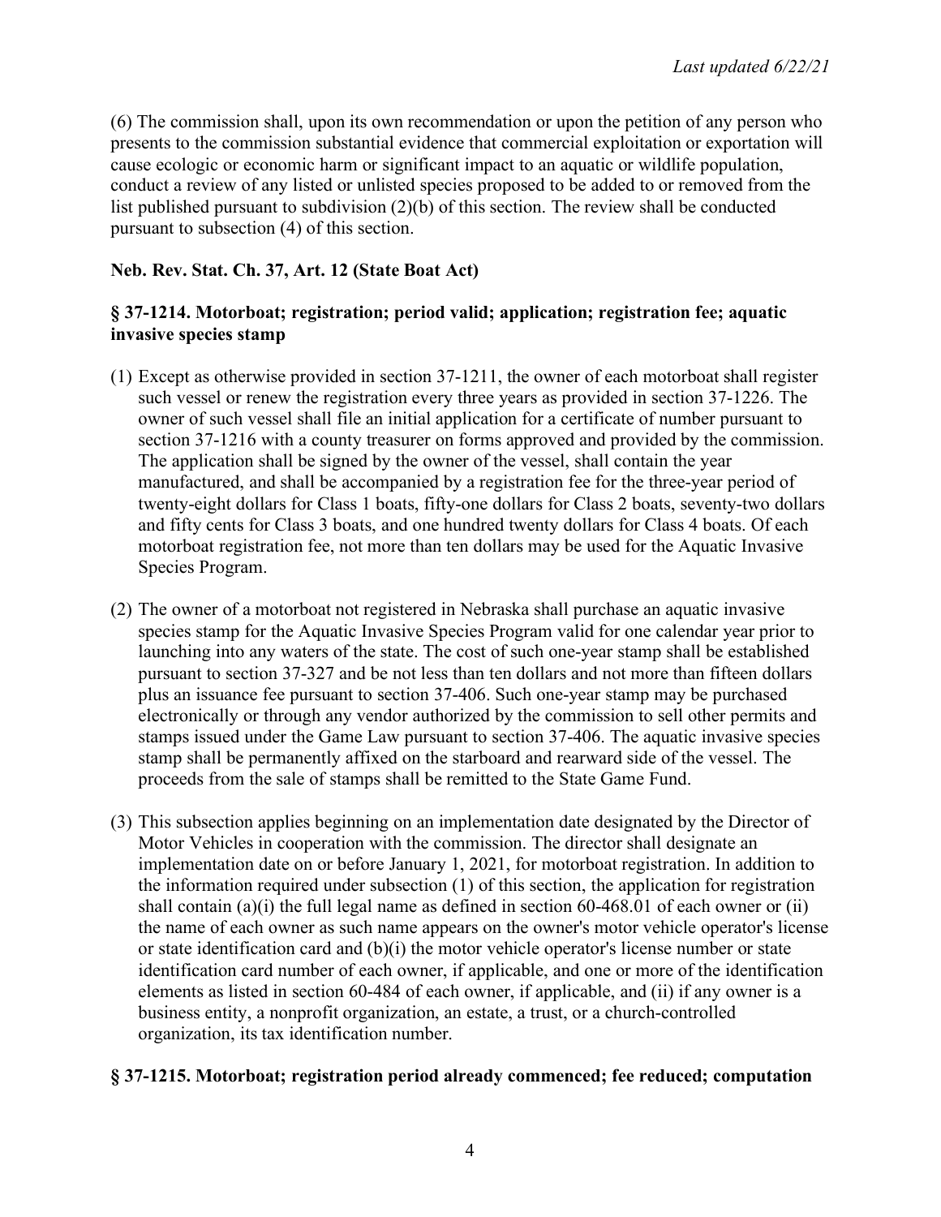(6) The commission shall, upon its own recommendation or upon the petition of any person who presents to the commission substantial evidence that commercial exploitation or exportation will cause ecologic or economic harm or significant impact to an aquatic or wildlife population, conduct a review of any listed or unlisted species proposed to be added to or removed from the list published pursuant to subdivision (2)(b) of this section. The review shall be conducted pursuant to subsection (4) of this section.

**Neb. Rev. Stat. Ch. 37, Art. 12 (State Boat Act)**

**§ 37-1214. Motorboat; registration; period valid; application; registration fee; aquatic invasive species stamp**

(1) Except as otherwise provided in section 37-1211, the owner of each motorboat shall register such vessel or renew the registration every three years as provided in section 37-1226. The owner of such vessel shall file an initial application for a certificate of number pursuant to section 37-1216 with a county treasurer on forms approved and provided by the commission. The application shall be signed by the owner of the vessel, shall contain the year manufactured, and shall be accompanied by a registration fee for the three-year period of twenty-eight dollars for Class 1 boats, fifty-one dollars for Class 2 boats, seventy-two dollars and fifty cents for Class 3 boats, and one hundred twenty dollars for Class 4 boats. Of each motorboat registration fee, not more than ten dollars may be used for the Aquatic Invasive Species Program.

(2) The owner of a motorboat not registered in Nebraska shall purchase an aquatic invasive species stamp for the Aquatic Invasive Species Program valid for one calendar year prior to launching into any waters of the state. The cost of such one-year stamp shall be established pursuant to section 37-327 and be not less than ten dollars and not more than fifteen dollars plus an issuance fee pursuant to section 37-406. Such one-year stamp may be purchased electronically or through any vendor authorized by the commission to sell other permits and stamps issued under the Game Law pursuant to section 37-406. The aquatic invasive species stamp shall be permanently affixed on the starboard and rearward side of the vessel. The proceeds from the sale of stamps shall be remitted to the State Game Fund.

(3) This subsection applies beginning on an implementation date designated by the Director of Motor Vehicles in cooperation with the commission. The director shall designate an implementation date on or before January 1, 2021, for motorboat registration. In addition to the information required under subsection (1) of this section, the application for registration shall contain (a)(i) the full legal name as defined in section 60-468.01 of each owner or (ii) the name of each owner as such name appears on the owner's motor vehicle operator's license or state identification card and (b)(i) the motor vehicle operator's license number or state identification card number of each owner, if applicable, and one or more of the identification elements as listed in section 60-484 of each owner, if applicable, and (ii) if any owner is a business entity, a nonprofit organization, an estate, a trust, or a church-controlled organization, its tax identification number.

**§ 37-1215. Motorboat; registration period already commenced; fee reduced; computation**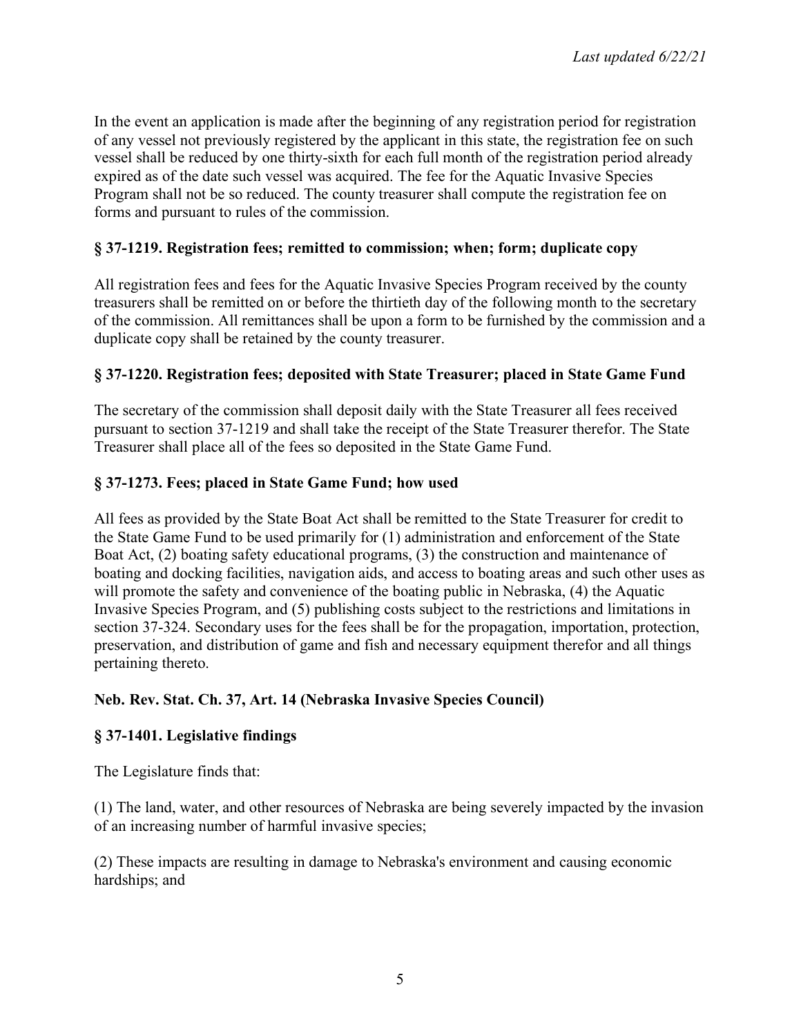In the event an application is made after the beginning of any registration period for registration of any vessel not previously registered by the applicant in this state, the registration fee on such vessel shall be reduced by one thirty-sixth for each full month of the registration period already expired as of the date such vessel was acquired. The fee for the Aquatic Invasive Species Program shall not be so reduced. The county treasurer shall compute the registration fee on forms and pursuant to rules of the commission.

**§ 37-1219. Registration fees; remitted to commission; when; form; duplicate copy**

All registration fees and fees for the Aquatic Invasive Species Program received by the county treasurers shall be remitted on or before the thirtieth day of the following month to the secretary of the commission. All remittances shall be upon a form to be furnished by the commission and a duplicate copy shall be retained by the county treasurer.

**§ 37-1220. Registration fees; deposited with State Treasurer; placed in State Game Fund**

The secretary of the commission shall deposit daily with the State Treasurer all fees received pursuant to section 37-1219 and shall take the receipt of the State Treasurer therefor. The State Treasurer shall place all of the fees so deposited in the State Game Fund.

**§ 37-1273. Fees; placed in State Game Fund; how used**

All fees as provided by the State Boat Act shall be remitted to the State Treasurer for credit to the State Game Fund to be used primarily for (1) administration and enforcement of the State Boat Act, (2) boating safety educational programs, (3) the construction and maintenance of boating and docking facilities, navigation aids, and access to boating areas and such other uses as will promote the safety and convenience of the boating public in Nebraska, (4) the Aquatic Invasive Species Program, and (5) publishing costs subject to the restrictions and limitations in section 37-324. Secondary uses for the fees shall be for the propagation, importation, protection, preservation, and distribution of game and fish and necessary equipment therefor and all things pertaining thereto.

**Neb. Rev. Stat. Ch. 37, Art. 14 (Nebraska Invasive Species Council)**

**§ 37-1401. Legislative findings**

The Legislature finds that:

(1) The land, water, and other resources of Nebraska are being severely impacted by the invasion of an increasing number of harmful invasive species;

(2) These impacts are resulting in damage to Nebraska's environment and causing economic hardships; and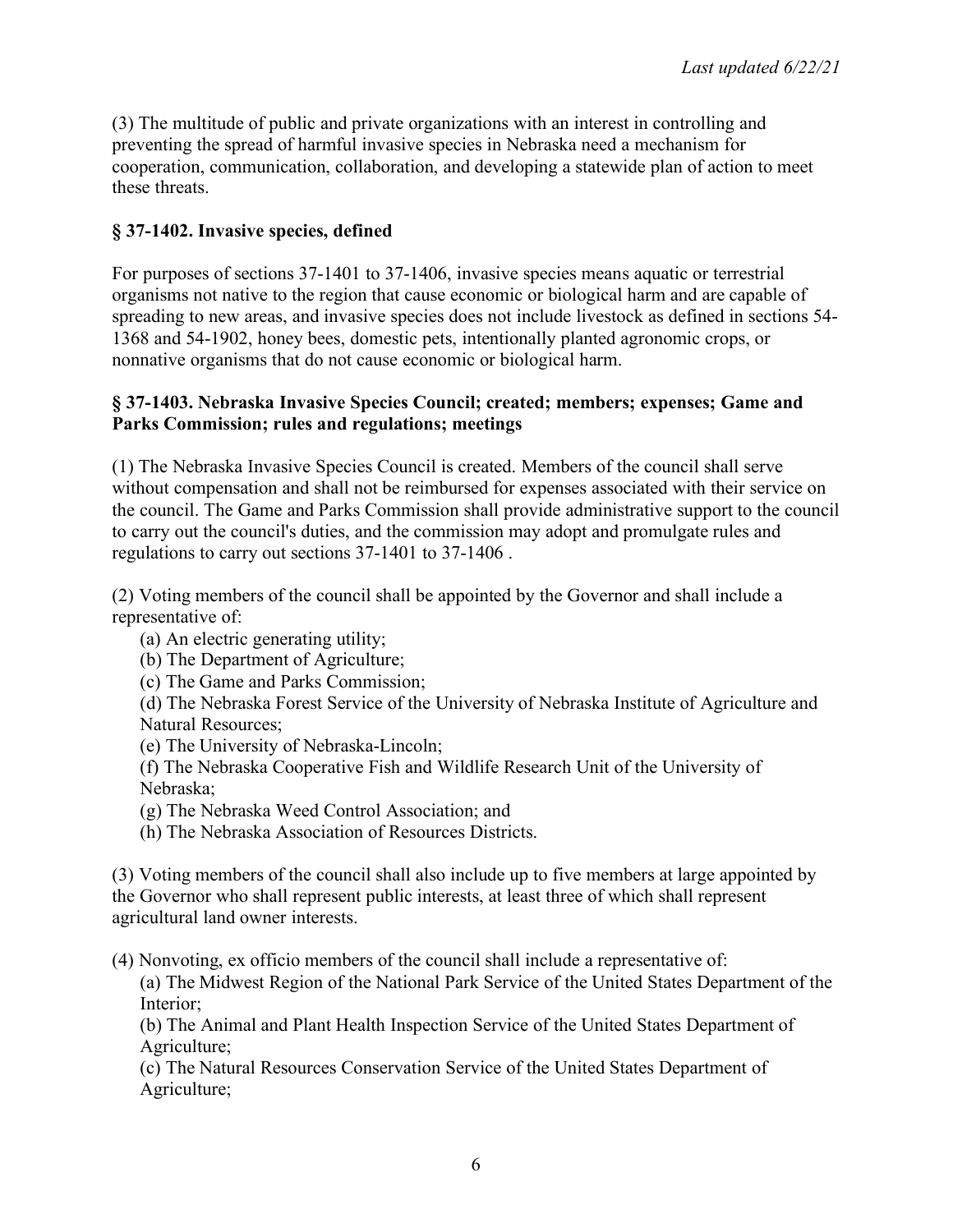(3) The multitude of public and private organizations with an interest in controlling and preventing the spread of harmful invasive species in Nebraska need a mechanism for cooperation, communication, collaboration, and developing a statewide plan of action to meet these threats.

### § 37-1402. Invasive species, defined

For purposes of sections 37-1401 to 37-1406, invasive species means aquatic or terrestrial organisms not native to the region that cause economic or biological harm and are capable of spreading to new areas, and invasive species does not include livestock as defined in sections 54-1368 and 54-1902, honey bees, domestic pets, intentionally planted agronomic crops, or nonnative organisms that do not cause economic or biological harm.

### § 37-1403. Nebraska Invasive Species Council; created; members; expenses; Game and Parks Commission; rules and regulations; meetings

(1) The Nebraska Invasive Species Council is created. Members of the council shall serve without compensation and shall not be reimbursed for expenses associated with their service on the council. The Game and Parks Commission shall provide administrative support to the council to carry out the council's duties, and the commission may adopt and promulgate rules and regulations to carry out sections 37-1401 to 37-1406 .

(2) Voting members of the council shall be appointed by the Governor and shall include a representative of:

- (a) An electric generating utility;
- (b) The Department of Agriculture;
- (c) The Game and Parks Commission;
- (d) The Nebraska Forest Service of the University of Nebraska Institute of Agriculture and Natural Resources;
- (e) The University of Nebraska-Lincoln;
- (f) The Nebraska Cooperative Fish and Wildlife Research Unit of the University of Nebraska;
- (g) The Nebraska Weed Control Association; and
- (h) The Nebraska Association of Resources Districts.

(3) Voting members of the council shall also include up to five members at large appointed by the Governor who shall represent public interests, at least three of which shall represent agricultural land owner interests.

(4) Nonvoting, ex officio members of the council shall include a representative of:

- (a) The Midwest Region of the National Park Service of the United States Department of the Interior;
- (b) The Animal and Plant Health Inspection Service of the United States Department of Agriculture;
- (c) The Natural Resources Conservation Service of the United States Department of Agriculture;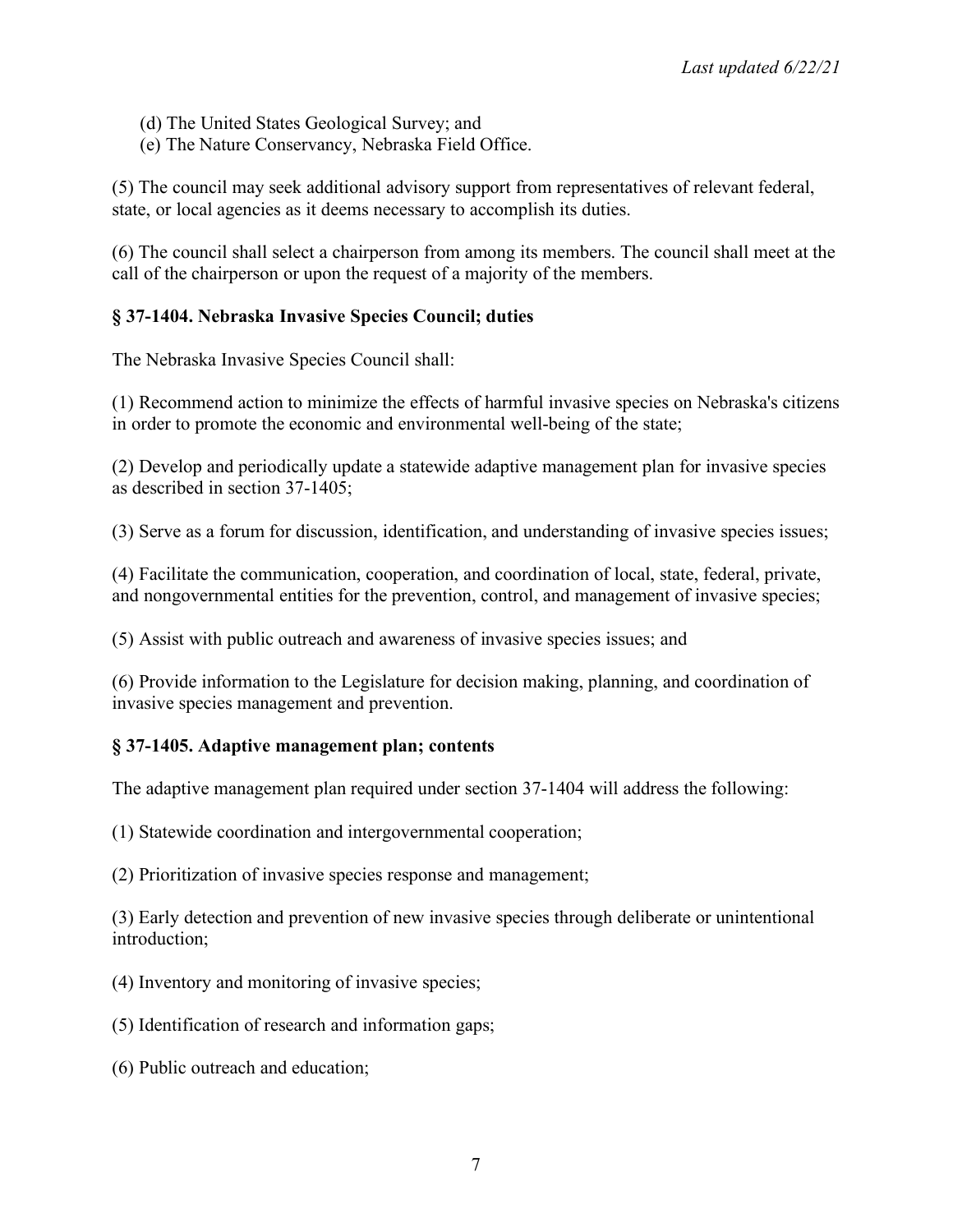(d) The United States Geological Survey; and
(e) The Nature Conservancy, Nebraska Field Office.

(5) The council may seek additional advisory support from representatives of relevant federal, state, or local agencies as it deems necessary to accomplish its duties.

(6) The council shall select a chairperson from among its members. The council shall meet at the call of the chairperson or upon the request of a majority of the members.

### § 37-1404. Nebraska Invasive Species Council; duties

The Nebraska Invasive Species Council shall:

(1) Recommend action to minimize the effects of harmful invasive species on Nebraska's citizens in order to promote the economic and environmental well-being of the state;

(2) Develop and periodically update a statewide adaptive management plan for invasive species as described in section 37-1405;

(3) Serve as a forum for discussion, identification, and understanding of invasive species issues;

(4) Facilitate the communication, cooperation, and coordination of local, state, federal, private, and nongovernmental entities for the prevention, control, and management of invasive species;

(5) Assist with public outreach and awareness of invasive species issues; and

(6) Provide information to the Legislature for decision making, planning, and coordination of invasive species management and prevention.

### § 37-1405. Adaptive management plan; contents

The adaptive management plan required under section 37-1404 will address the following:

(1) Statewide coordination and intergovernmental cooperation;

(2) Prioritization of invasive species response and management;

(3) Early detection and prevention of new invasive species through deliberate or unintentional introduction;

(4) Inventory and monitoring of invasive species;

(5) Identification of research and information gaps;

(6) Public outreach and education;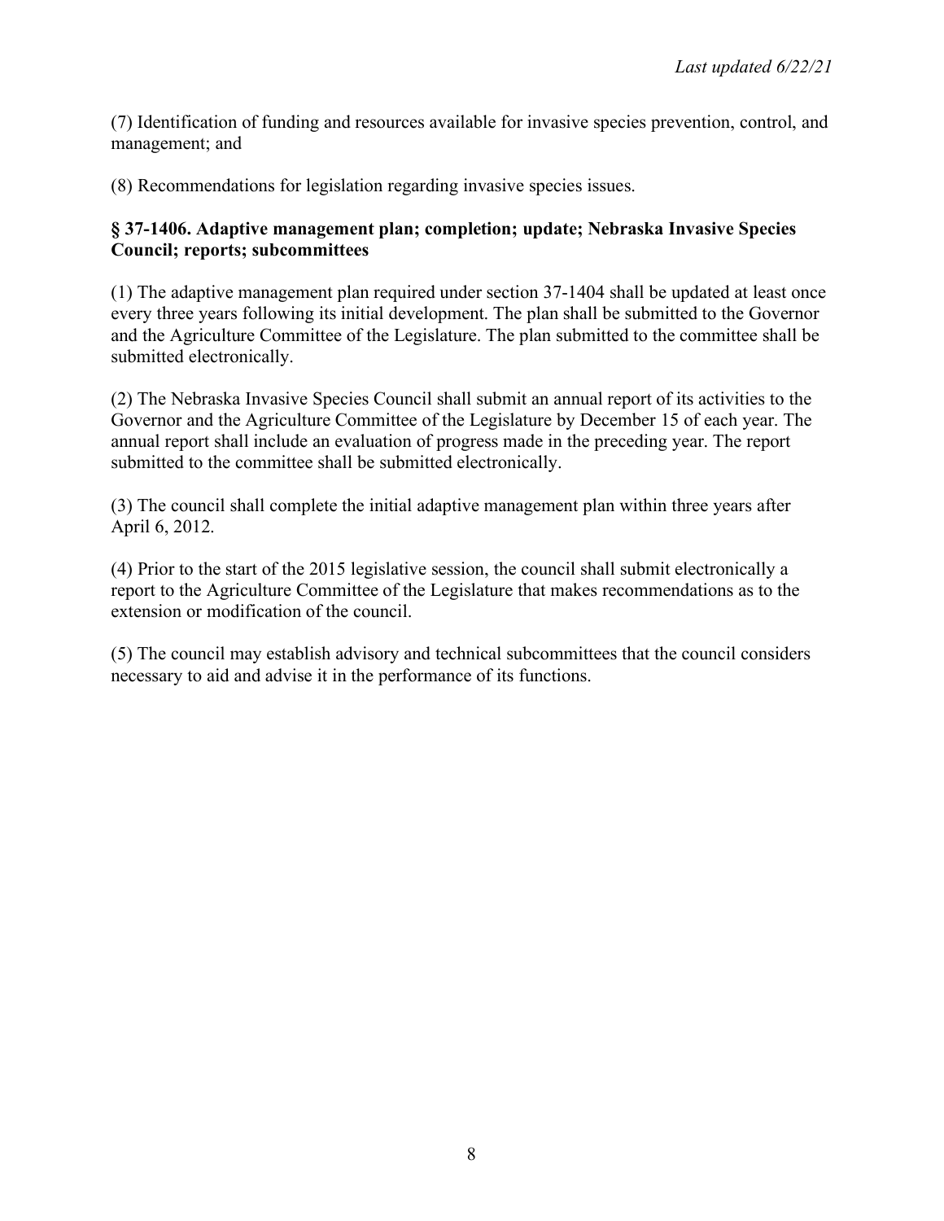(7) Identification of funding and resources available for invasive species prevention, control, and management; and

(8) Recommendations for legislation regarding invasive species issues.

### § 37-1406. Adaptive management plan; completion; update; Nebraska Invasive Species Council; reports; subcommittees

(1) The adaptive management plan required under section 37-1404 shall be updated at least once every three years following its initial development. The plan shall be submitted to the Governor and the Agriculture Committee of the Legislature. The plan submitted to the committee shall be submitted electronically.

(2) The Nebraska Invasive Species Council shall submit an annual report of its activities to the Governor and the Agriculture Committee of the Legislature by December 15 of each year. The annual report shall include an evaluation of progress made in the preceding year. The report submitted to the committee shall be submitted electronically.

(3) The council shall complete the initial adaptive management plan within three years after April 6, 2012.

(4) Prior to the start of the 2015 legislative session, the council shall submit electronically a report to the Agriculture Committee of the Legislature that makes recommendations as to the extension or modification of the council.

(5) The council may establish advisory and technical subcommittees that the council considers necessary to aid and advise it in the performance of its functions.